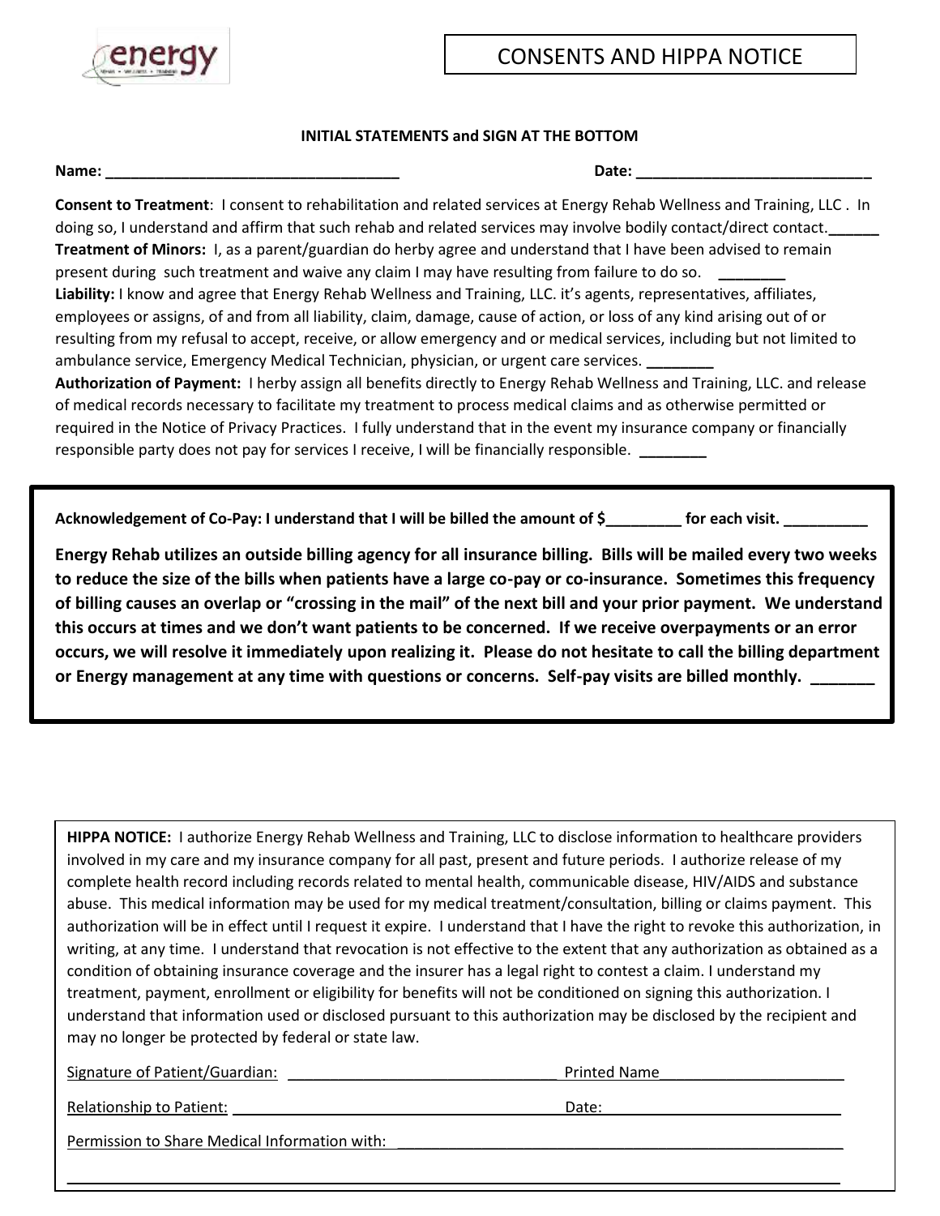# CONSENTS AND HIPPA NOTICE

**INITIAL STATEMENTS and SIGN AT THE BOTTOM**

**Name:** ___________________________________ **Date:** ____________________________

**Consent to Treatment**: I consent to rehabilitation and related services at Energy Rehab Wellness and Training, LLC . In doing so, I understand and affirm that such rehab and related services may involve bodily contact/direct contact.______

**Treatment of Minors:** I, as a parent/guardian do herby agree and understand that I have been advised to remain present during such treatment and waive any claim I may have resulting from failure to do so. ________

**Liability:** I know and agree that Energy Rehab Wellness and Training, LLC. it's agents, representatives, affiliates, employees or assigns, of and from all liability, claim, damage, cause of action, or loss of any kind arising out of or resulting from my refusal to accept, receive, or allow emergency and or medical services, including but not limited to ambulance service, Emergency Medical Technician, physician, or urgent care services. ________

**Authorization of Payment:** I herby assign all benefits directly to Energy Rehab Wellness and Training, LLC. and release of medical records necessary to facilitate my treatment to process medical claims and as otherwise permitted or required in the Notice of Privacy Practices. I fully understand that in the event my insurance company or financially responsible party does not pay for services I receive, I will be financially responsible. ________

**Acknowledgement of Co-Pay: I understand that I will be billed the amount of $_________ for each visit. __________**

**Energy Rehab utilizes an outside billing agency for all insurance billing. Bills will be mailed every two weeks to reduce the size of the bills when patients have a large co-pay or co-insurance. Sometimes this frequency of billing causes an overlap or "crossing in the mail" of the next bill and your prior payment. We understand this occurs at times and we don't want patients to be concerned. If we receive overpayments or an error occurs, we will resolve it immediately upon realizing it. Please do not hesitate to call the billing department or Energy management at any time with questions or concerns. Self-pay visits are billed monthly. _______**

**HIPPA NOTICE:** I authorize Energy Rehab Wellness and Training, LLC to disclose information to healthcare providers involved in my care and my insurance company for all past, present and future periods. I authorize release of my complete health record including records related to mental health, communicable disease, HIV/AIDS and substance abuse. This medical information may be used for my medical treatment/consultation, billing or claims payment. This authorization will be in effect until I request it expire. I understand that I have the right to revoke this authorization, in writing, at any time. I understand that revocation is not effective to the extent that any authorization as obtained as a condition of obtaining insurance coverage and the insurer has a legal right to contest a claim. I understand my treatment, payment, enrollment or eligibility for benefits will not be conditioned on signing this authorization. I understand that information used or disclosed pursuant to this authorization may be disclosed by the recipient and may no longer be protected by federal or state law.

Signature of Patient/Guardian: ________________________________ Printed Name______________________

Relationship to Patient: ________________________________________ Date:____________________________

Permission to Share Medical Information with: ________________________________________________________

_____________________________________________________________________________________________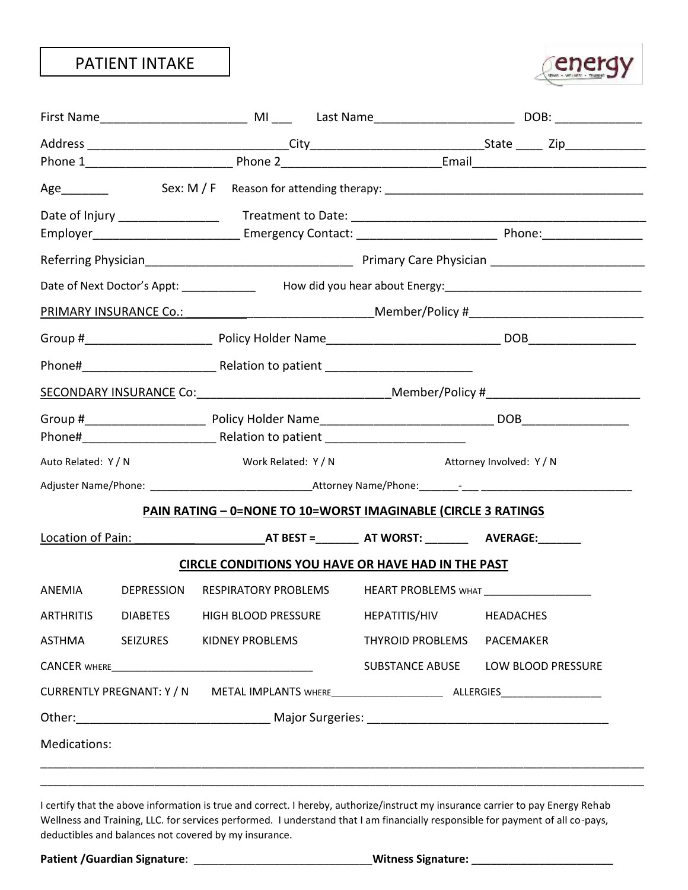# PATIENT INTAKE

energy

First Name______________________ MI ___ Last Name_____________________ DOB: _____________

Address _______________________________City__________________________State ____ Zip____________
Phone 1______________________ Phone 2________________________Email__________________________

Age_______ Sex: M / F Reason for attending therapy: __________________________________________

Date of Injury _______________ Treatment to Date: ____________________________________________
Employer______________________ Emergency Contact: _____________________ Phone:_______________

Referring Physician________________________________ Primary Care Physician ________________________

Date of Next Doctor's Appt: ____________ How did you hear about Energy:________________________________

PRIMARY INSURANCE Co.: _____________________________Member/Policy #__________________________

Group #___________________ Policy Holder Name__________________________ DOB________________

Phone#____________________ Relation to patient ______________________

SECONDARY INSURANCE Co:____________________________Member/Policy #_______________________

Group #__________________ Policy Holder Name__________________________ DOB________________
Phone#____________________ Relation to patient _____________________

Auto Related: Y / N Work Related: Y / N Attorney Involved: Y / N

Adjuster Name/Phone: ____________________________Attorney Name/Phone:_______-___ ___________________________

**PAIN RATING – 0=NONE TO 10=WORST IMAGINABLE (CIRCLE 3 RATINGS**

Location of Pain: _____________________**AT BEST =_______ AT WORST: _______ AVERAGE:_______**

**CIRCLE CONDITIONS YOU HAVE OR HAVE HAD IN THE PAST**

| | | | | |
|---|---|---|---|---|
| ANEMIA | DEPRESSION | RESPIRATORY PROBLEMS | HEART PROBLEMS WHAT ___________________ | |
| ARTHRITIS | DIABETES | HIGH BLOOD PRESSURE | HEPATITIS/HIV | HEADACHES |
| ASTHMA | SEIZURES | KIDNEY PROBLEMS | THYROID PROBLEMS | PACEMAKER |
| CANCER WHERE_____________________________________ | | | SUBSTANCE ABUSE | LOW BLOOD PRESSURE |

CURRENTLY PREGNANT: Y / N METAL IMPLANTS WHERE___________________ ALLERGIES_________________

Other:_____________________________ Major Surgeries: ____________________________________

Medications:

______________________________________________________________________________________________
______________________________________________________________________________________________

I certify that the above information is true and correct. I hereby, authorize/instruct my insurance carrier to pay Energy Rehab Wellness and Training, LLC. for services performed. I understand that I am financially responsible for payment of all co-pays, deductibles and balances not covered by my insurance.

**Patient /Guardian Signature**: _____________________________**Witness Signature: ________________________**